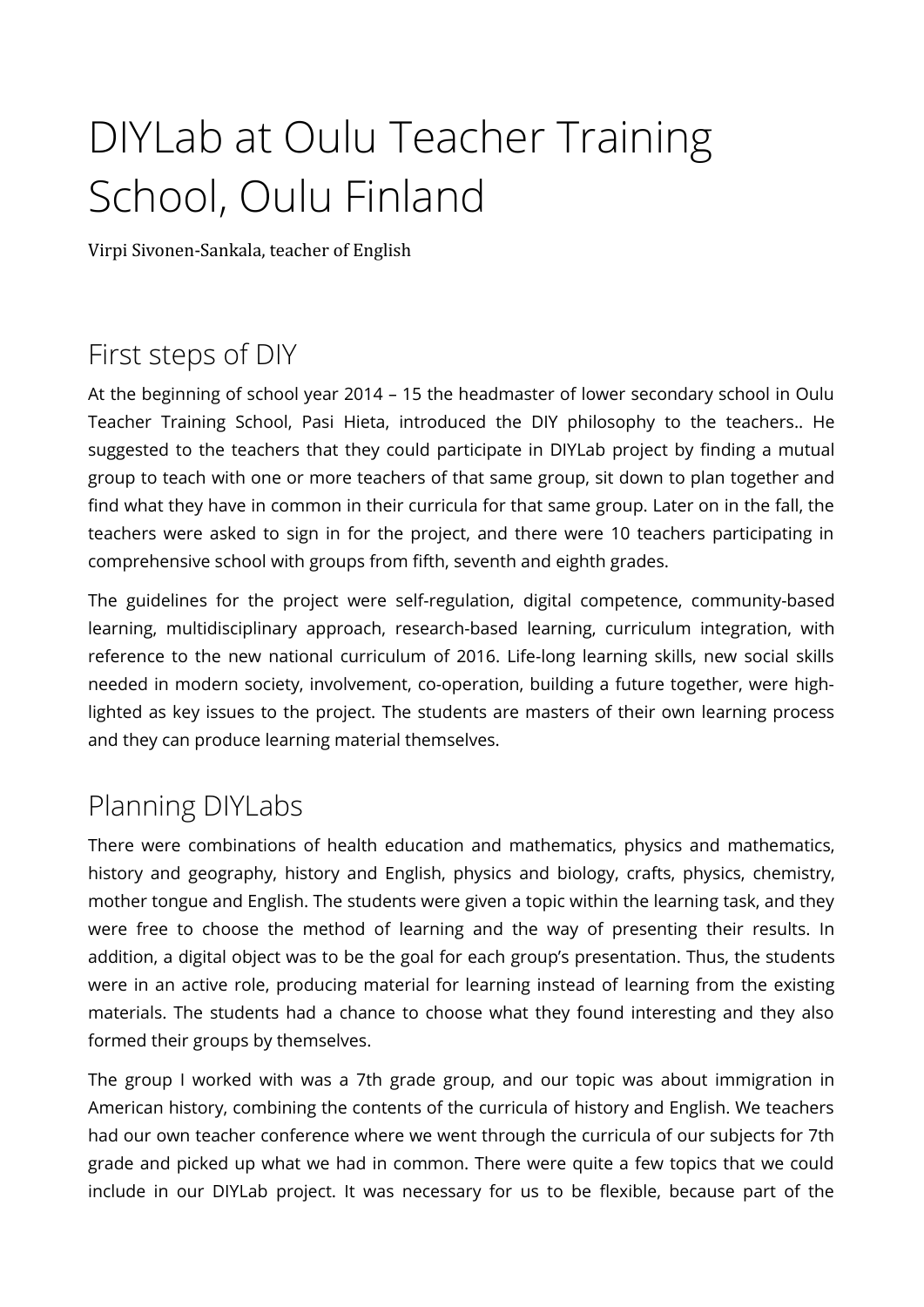# DIYLab at Oulu Teacher Training School, Oulu Finland

Virpi Sivonen-Sankala, teacher of English

## First steps of DIY

At the beginning of school year 2014 – 15 the headmaster of lower secondary school in Oulu Teacher Training School, Pasi Hieta, introduced the DIY philosophy to the teachers.. He suggested to the teachers that they could participate in DIYLab project by finding a mutual group to teach with one or more teachers of that same group, sit down to plan together and find what they have in common in their curricula for that same group. Later on in the fall, the teachers were asked to sign in for the project, and there were 10 teachers participating in comprehensive school with groups from fifth, seventh and eighth grades.

The guidelines for the project were self-regulation, digital competence, community-based learning, multidisciplinary approach, research-based learning, curriculum integration, with reference to the new national curriculum of 2016. Life-long learning skills, new social skills needed in modern society, involvement, co-operation, building a future together, were high-lighted as key issues to the project. The students are masters of their own learning process and they can produce learning material themselves.

## Planning DIYLabs

There were combinations of health education and mathematics, physics and mathematics, history and geography, history and English, physics and biology, crafts, physics, chemistry, mother tongue and English. The students were given a topic within the learning task, and they were free to choose the method of learning and the way of presenting their results. In addition, a digital object was to be the goal for each group's presentation. Thus, the students were in an active role, producing material for learning instead of learning from the existing materials. The students had a chance to choose what they found interesting and they also formed their groups by themselves.

The group I worked with was a 7th grade group, and our topic was about immigration in American history, combining the contents of the curricula of history and English. We teachers had our own teacher conference where we went through the curricula of our subjects for 7th grade and picked up what we had in common. There were quite a few topics that we could include in our DIYLab project. It was necessary for us to be flexible, because part of the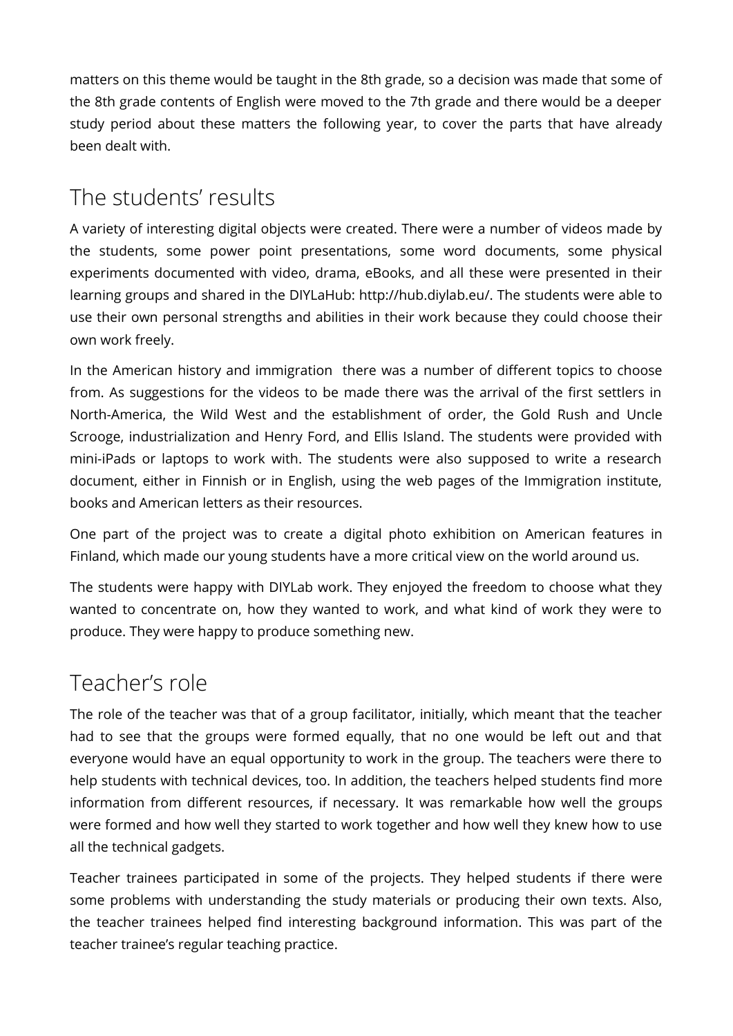matters on this theme would be taught in the 8th grade, so a decision was made that some of the 8th grade contents of English were moved to the 7th grade and there would be a deeper study period about these matters the following year, to cover the parts that have already been dealt with.

## The students' results

A variety of interesting digital objects were created. There were a number of videos made by the students, some power point presentations, some word documents, some physical experiments documented with video, drama, eBooks, and all these were presented in their learning groups and shared in the DIYLaHub: http://hub.diylab.eu/. The students were able to use their own personal strengths and abilities in their work because they could choose their own work freely.

In the American history and immigration there was a number of different topics to choose from. As suggestions for the videos to be made there was the arrival of the first settlers in North-America, the Wild West and the establishment of order, the Gold Rush and Uncle Scrooge, industrialization and Henry Ford, and Ellis Island. The students were provided with mini-iPads or laptops to work with. The students were also supposed to write a research document, either in Finnish or in English, using the web pages of the Immigration institute, books and American letters as their resources.

One part of the project was to create a digital photo exhibition on American features in Finland, which made our young students have a more critical view on the world around us.

The students were happy with DIYLab work. They enjoyed the freedom to choose what they wanted to concentrate on, how they wanted to work, and what kind of work they were to produce. They were happy to produce something new.

## Teacher's role

The role of the teacher was that of a group facilitator, initially, which meant that the teacher had to see that the groups were formed equally, that no one would be left out and that everyone would have an equal opportunity to work in the group. The teachers were there to help students with technical devices, too. In addition, the teachers helped students find more information from different resources, if necessary. It was remarkable how well the groups were formed and how well they started to work together and how well they knew how to use all the technical gadgets.

Teacher trainees participated in some of the projects. They helped students if there were some problems with understanding the study materials or producing their own texts. Also, the teacher trainees helped find interesting background information. This was part of the teacher trainee's regular teaching practice.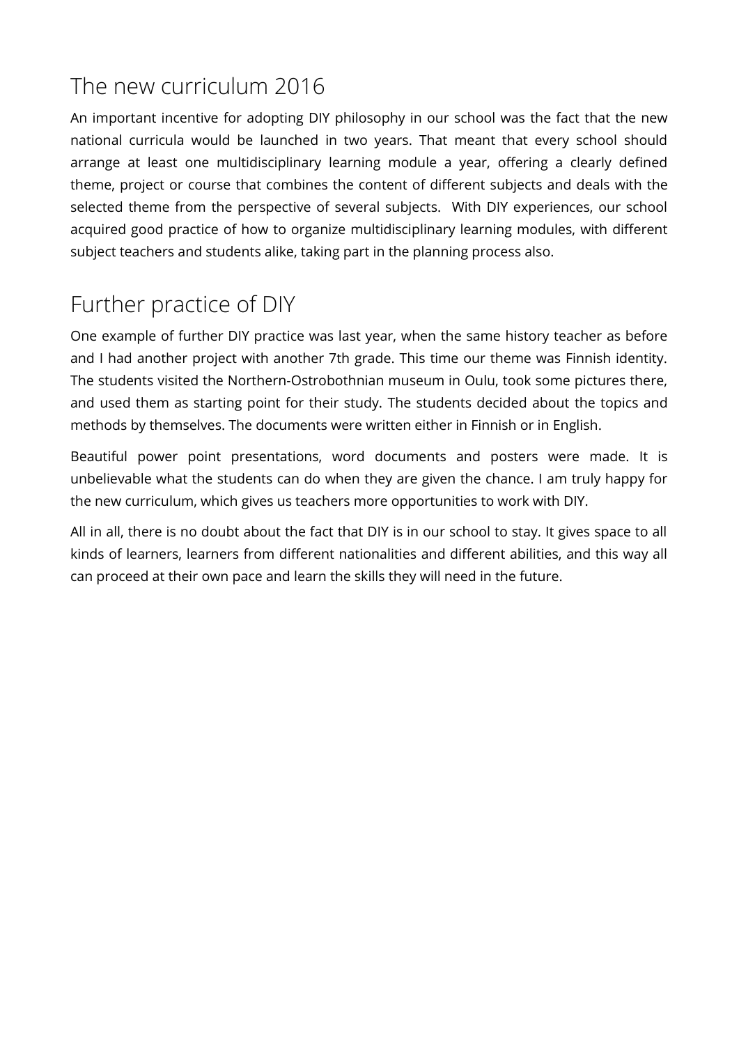## The new curriculum 2016

An important incentive for adopting DIY philosophy in our school was the fact that the new national curricula would be launched in two years. That meant that every school should arrange at least one multidisciplinary learning module a year, offering a clearly defined theme, project or course that combines the content of different subjects and deals with the selected theme from the perspective of several subjects. With DIY experiences, our school acquired good practice of how to organize multidisciplinary learning modules, with different subject teachers and students alike, taking part in the planning process also.

## Further practice of DIY

One example of further DIY practice was last year, when the same history teacher as before and I had another project with another 7th grade. This time our theme was Finnish identity. The students visited the Northern-Ostrobothnian museum in Oulu, took some pictures there, and used them as starting point for their study. The students decided about the topics and methods by themselves. The documents were written either in Finnish or in English.

Beautiful power point presentations, word documents and posters were made. It is unbelievable what the students can do when they are given the chance. I am truly happy for the new curriculum, which gives us teachers more opportunities to work with DIY.

All in all, there is no doubt about the fact that DIY is in our school to stay. It gives space to all kinds of learners, learners from different nationalities and different abilities, and this way all can proceed at their own pace and learn the skills they will need in the future.